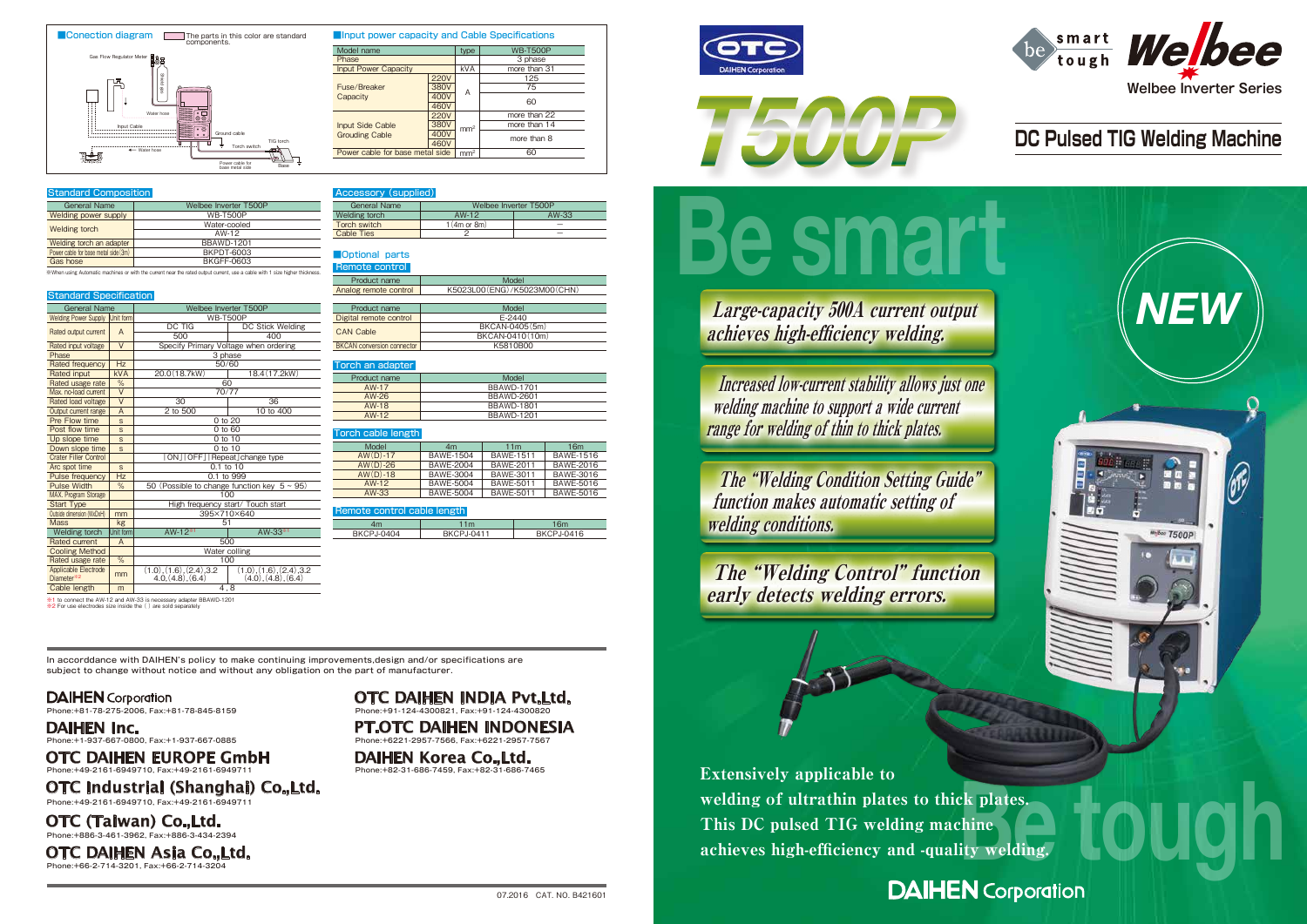# T500P

**be smart / be tough — Welbee**

Welbee Inverter Series

## DC Pulsed TIG Welding Machine

# Be smart

**NEW**

*Large-capacity 500A current output achieves high-efficiency welding.*

*Increased low-current stability allows just one welding machine to support a wide current range for welding of thin to thick plates.*

*The "Welding Condition Setting Guide" function makes automatic setting of welding conditions.*

*The "Welding Control" function early detects welding errors.*

**Extensively applicable to welding of ultrathin plates to thick plates. This DC pulsed TIG welding machine achieves high-efficiency and -quality welding.**

# Be tough

DAIHEN Corporation

---

## Conection diagram

The parts in this color are standard components.

Gas Flow Regulator Meter, Water hose, Input Cable, Ground cable, Torch switch, TIG torch, Water hose, Power cable for base metal side, Base

## Input power capacity and Cable Specifications

| Model name | | type | WB-T500P |
|---|---|---|---|
| Phase | | | 3 phase |
| Input Power Capacity | | kVA | more than 31 |
| Fuse/Breaker Capacity | 220V | A | 125 |
| | 380V | | 75 |
| | 400V | | 60 |
| | 460V | | |
| Input Side Cable Grouding Cable | 220V | $mm^2$ | more than 22 |
| | 380V | | more than 14 |
| | 400V | | more than 8 |
| | 460V | | |
| Power cable for base metal side | | $mm^2$ | 60 |

## Standard Composition

| General Name | Welbee Inverter T500P |
|---|---|
| Welding power supply | WB-T500P |
| Welding torch | Water-cooled AW-12 |
| Welding torch an adapter | BBAWD-1201 |
| Power cable for base metal side (3m) | BKPDT-6003 |
| Gas hose | BKGFF-0603 |

※When using Automatic machines or with the current near the rated output current, use a cable with 1 size higher thickness.

## Standard Specification

| General Name | | Welbee Inverter T500P | |
|---|---|---|---|
| Welding Power Supply | Unit form | WB-T500P | |
| Rated output current | A | DC TIG | DC Stick Welding |
| | | 500 | 400 |
| Rated input voltage | V | Specify Primary Voltage when ordering | |
| Phase | | 3 phase | |
| Rated frequency | Hz | 50/60 | |
| Rated input | kVA | 20.0(18.7kW) | 18.4(17.2kW) |
| Rated usage rate | % | 60 | |
| Max. no-load current | V | 70/77 | |
| Rated load voltage | V | 30 | 36 |
| Output current range | A | 2 to 500 | 10 to 400 |
| Pre Flow time | s | 0 to 20 | |
| Post flow time | s | 0 to 60 | |
| Up slope time | s | 0 to 10 | |
| Down slope time | s | 0 to 10 | |
| Crater Filler Control | | [ON] [OFF] [Repeat] change type | |
| Arc spot time | s | 0.1 to 10 | |
| Pulse frequency | Hz | 0.1 to 999 | |
| Pulse Width | % | 50 (Possible to change function key 5 ~ 95) | |
| MAX. Program Storage | | 100 | |
| Start Type | | High frequency start/ Touch start | |
| Outside dimension (WxDxH) | mm | 395×710×640 | |
| Mass | kg | 51 | |
| Welding torch | Unit form | AW-12※1 | AW-33※1 |
| Rated current | A | 500 | |
| Cooling Method | | Water colling | |
| Rated usage rate | % | 100 | |
| Applicable Electrode Diameter※2 | mm | (1.0),(1.6),(2.4),3.2 4.0,(4.8),(6.4) | (1.0),(1.6),(2.4),3.2 (4.0),(4.8),(6.4) |
| Cable length | m | 4, 8 | |

※1 to connect the AW-12 and AW-33 is necessary adapter BBAWD-1201
※2 For use electrodes size inside the ( ) are sold separately

## Accessory (supplied)

| General Name | Welbee Inverter T500P | |
|---|---|---|
| Welding torch | AW-12 | AW-33 |
| Torch switch | 1(4m or 8m) | — |
| Cable Ties | 2 | — |

## Optional parts

### Remote control

| Product name | Model |
|---|---|
| Analog remote control | K5023L00(ENG)/K5023M00(CHN) |

| Product name | Model |
|---|---|
| Digital remote control | E-2440 |
| CAN Cable | BKCAN-0405(5m) |
| | BKCAN-0410(10m) |
| BKCAN conversion connector | K5810B00 |

### Torch an adapter

| Product name | Model |
|---|---|
| AW-17 | BBAWD-1701 |
| AW-26 | BBAWD-2601 |
| AW-18 | BBAWD-1801 |
| AW-12 | BBAWD-1201 |

### Torch cable length

| Model | 4m | 11m | 16m |
|---|---|---|---|
| AW(D)-17 | BAWE-1504 | BAWE-1511 | BAWE-1516 |
| AW(D)-26 | BAWE-2004 | BAWE-2011 | BAWE-2016 |
| AW(D)-18 | BAWE-3004 | BAWE-3011 | BAWE-3016 |
| AW-12 | BAWE-5004 | BAWE-5011 | BAWE-5016 |
| AW-33 | BAWE-5004 | BAWE-5011 | BAWE-5016 |

### Remote control cable length

| 4m | 11m | 16m |
|---|---|---|
| BKCPJ-0404 | BKCPJ-0411 | BKCPJ-0416 |

In accorddance with DAIHEN's policy to make continuing improvements,design and/or specifications are subject to change without notice and without any obligation on the part of manufacturer.

**DAIHEN Corporation**
Phone:+81-78-275-2006, Fax:+81-78-845-8159

**DAIHEN Inc.**
Phone:+1-937-667-0800, Fax:+1-937-667-0885

**OTC DAIHEN EUROPE GmbH**
Phone:+49-2161-6949710, Fax:+49-2161-6949711

**OTC Industrial (Shanghai) Co.,Ltd.**
Phone:+49-2161-6949710, Fax:+49-2161-6949711

**OTC (Taiwan) Co.,Ltd.**
Phone:+886-3-461-3962, Fax:+886-3-434-2394

**OTC DAIHEN Asia Co.,Ltd.**
Phone:+66-2-714-3201, Fax:+66-2-714-3204

**OTC DAIHEN INDIA Pvt.Ltd.**
Phone:+91-124-4300821, Fax:+91-124-4300820

**PT.OTC DAIHEN INDONESIA**
Phone:+6221-2957-7566, Fax:+6221-2957-7567

**DAIHEN Korea Co.,Ltd.**
Phone:+82-31-686-7459, Fax:+82-31-686-7465

07.2016 CAT. NO. B421601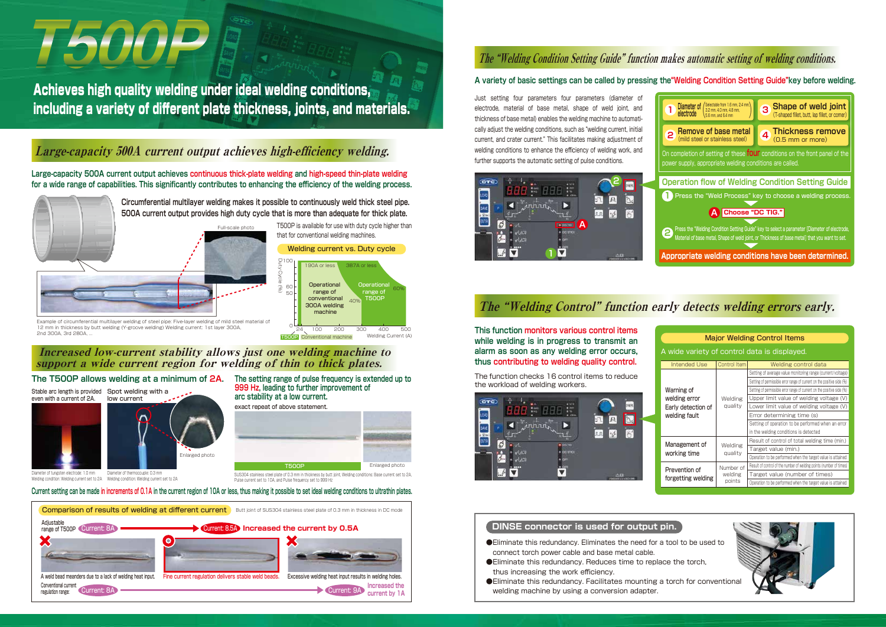# T500P

## Achieves high quality welding under ideal welding conditions, including a variety of different plate thickness, joints, and materials.

## *Large-capacity 500A current output achieves high-efficiency welding.*

Large-capacity 500A current output achieves continuous thick-plate welding and high-speed thin-plate welding for a wide range of capabilities. This significantly contributes to enhancing the efficiency of the welding process.

Circumferential multilayer welding makes it possible to continuously weld thick steel pipe. 500A current output provides high duty cycle that is more than adequate for thick plate.

Full-scale photo

T500P is available for use with duty cycle higher than that for conventional welding machines.

**Welding current vs. Duty cycle**

Duty Cycle (%)
100
60
50
0
190A or less
387A or less
Operational range of conventional 300A welding machine
Operational range of T500P
40%
60%
24 100 200 300 400 500
Welding Current (A)
T500P
Conventional machine

Example of circumferential multilayer welding of steel pipe: Five-layer welding of mild steel material of 12 mm in thickness by butt welding (Y-groove welding) Welding current: 1st layer 300A, 2nd 300A, 3rd 280A, ...

## *Increased low-current stability allows just one welding machine to support a wide current region for welding of thin to thick plates.*

**The T500P allows welding at a minimum of 2A.**

Stable arc length is provided even with a current of 2A.

Spot welding with a low current

Enlarged photo

Diameter of tungsten electrode: 1.0 mm
Welding condition: Welding current set to 2A

Diameter of thermocouple: 0.3 mm
Welding condition: Welding current set to 2A

**The setting range of pulse frequency is extended up to 999 Hz, leading to further improvement of arc stability at a low current.**

exact repeat of above statement.

T500P

Enlarged photo

SUS304 stainless steel plate of 0.3 mm in thickness by butt joint, Welding conditions: Base current set to 2A, Pulse current set to 10A, and Pulse frequency set to 999 Hz

Current setting can be made in increments of 0.1A in the current region of 10A or less, thus making it possible to set ideal welding conditions to ultrathin plates.

**Comparison of results of welding at different current** Butt joint of SUS304 stainless steel plate of 0.3 mm in thickness in DC mode

Adjustable range of T500P: Current: 8A → Current: 8.5A Increased the current by 0.5A

- A weld bead meanders due to a lack of welding heat input.
- Fine current regulation delivers stable weld beads.
- Excessive welding heat input results in welding holes.

Conventional current regulation range: Current: 8A → Current: 9A Increased the current by 1A

## *The "Welding Condition Setting Guide" function makes automatic setting of welding conditions.*

A variety of basic settings can be called by pressing the "Welding Condition Setting Guide" key before welding.

Just setting four parameters four parameters (diameter of electrode, material of base metal, shape of weld joint, and thickness of base metal) enables the welding machine to automatically adjust the welding conditions, such as "welding current, initial current, and crater current." This facilitates making adjustment of welding conditions to enhance the efficiency of welding work, and further supports the automatic setting of pulse conditions.

1. Diameter of electrode (Selectable from 1.6 mm, 2.4 mm, 3.2 mm, 4.0 mm, 4.8 mm, 5.6 mm and 6.4 mm)
2. Remove of base metal (mild steel or stainless steel)
3. Shape of weld joint (T-shaped fillet, butt, lap fillet, or corner)
4. Thickness remove (0.5 mm or more)

On completion of setting of these four conditions on the front panel of the power supply, appropriate welding conditions are called.

**Operation flow of Welding Condition Setting Guide**

1. Press the "Weld Process" key to choose a welding process.
   - A: Choose "DC TIG."
2. Press the "Welding Condition Setting Guide" key to select a parameter [Diameter of electrode, Material of base metal, Shape of weld joint, or Thickness of base metal] that you want to set.

**Appropriate welding conditions have been determined.**

## *The "Welding Control" function early detects welding errors early.*

This function monitors various control items while welding is in progress to transmit an alarm as soon as any welding error occurs, thus contributing to welding quality control.

The function checks 16 control items to reduce the workload of welding workers.

**Major Welding Control Items**

A wide variety of control data is displayed.

| Intended Use | Control Item | Welding control data |
|---|---|---|
| Warning of welding error Early detection of welding fault | Welding quality | Setting of average value monitoring range (current/voltage) |
| | | Setting of permissible error range of current on the positive side (%) |
| | | Setting of permissible error range of current on the positive side (%) |
| | | Upper limit value of welding voltage (V) |
| | | Lower limit value of welding voltage (V) |
| | | Error determining time (s) |
| | | Setting of operation to be performed when an error in the welding conditions is detected |
| Management of working time | Welding quality | Result of control of total welding time (min.) |
| | | Target value (min.) |
| | | Operation to be performed when the target value is attained |
| Prevention of forgetting welding | Number of welding points | Result of control of the number of welding points (number of times) |
| | | Target value (number of times) |
| | | Operation to be performed when the target value is attained |

## DINSE connector is used for output pin.

- Eliminate this redundancy. Eliminates the need for a tool to be used to connect torch power cable and base metal cable.
- Eliminate this redundancy. Reduces time to replace the torch, thus increasing the work efficiency.
- Eliminate this redundancy. Facilitates mounting a torch for conventional welding machine by using a conversion adapter.